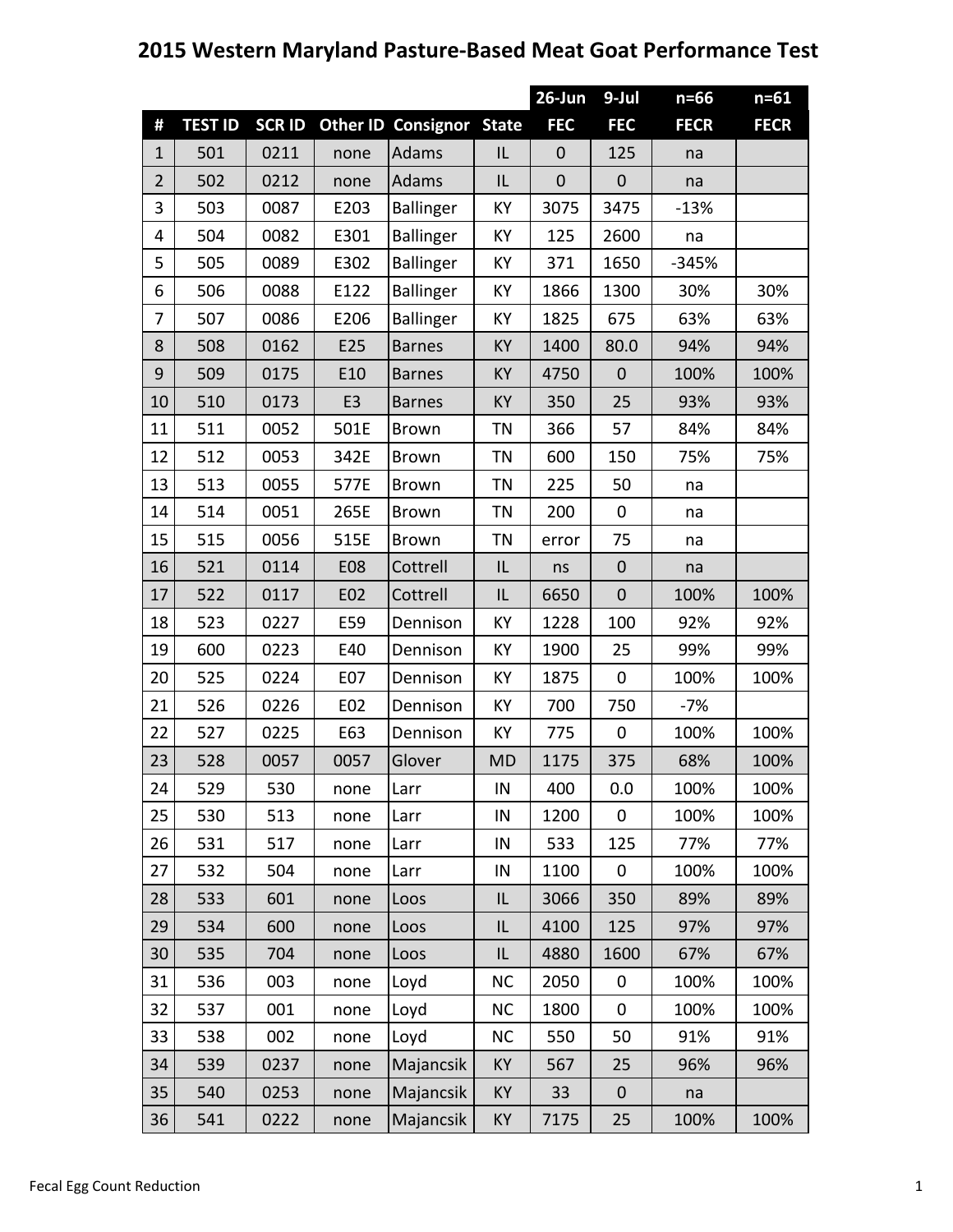# 2015 Western Maryland Pasture-Based Meat Goat Performance Test

| | | | | | | 26-Jun | 9-Jul | n=66 | n=61 |
|---|---|---|---|---|---|---|---|---|---|
| **#** | **TEST ID** | **SCR ID** | **Other ID** | **Consignor** | **State** | **FEC** | **FEC** | **FECR** | **FECR** |
| 1 | 501 | 0211 | none | Adams | IL | 0 | 125 | na | |
| 2 | 502 | 0212 | none | Adams | IL | 0 | 0 | na | |
| 3 | 503 | 0087 | E203 | Ballinger | KY | 3075 | 3475 | -13% | |
| 4 | 504 | 0082 | E301 | Ballinger | KY | 125 | 2600 | na | |
| 5 | 505 | 0089 | E302 | Ballinger | KY | 371 | 1650 | -345% | |
| 6 | 506 | 0088 | E122 | Ballinger | KY | 1866 | 1300 | 30% | 30% |
| 7 | 507 | 0086 | E206 | Ballinger | KY | 1825 | 675 | 63% | 63% |
| 8 | 508 | 0162 | E25 | Barnes | KY | 1400 | 80.0 | 94% | 94% |
| 9 | 509 | 0175 | E10 | Barnes | KY | 4750 | 0 | 100% | 100% |
| 10 | 510 | 0173 | E3 | Barnes | KY | 350 | 25 | 93% | 93% |
| 11 | 511 | 0052 | 501E | Brown | TN | 366 | 57 | 84% | 84% |
| 12 | 512 | 0053 | 342E | Brown | TN | 600 | 150 | 75% | 75% |
| 13 | 513 | 0055 | 577E | Brown | TN | 225 | 50 | na | |
| 14 | 514 | 0051 | 265E | Brown | TN | 200 | 0 | na | |
| 15 | 515 | 0056 | 515E | Brown | TN | error | 75 | na | |
| 16 | 521 | 0114 | E08 | Cottrell | IL | ns | 0 | na | |
| 17 | 522 | 0117 | E02 | Cottrell | IL | 6650 | 0 | 100% | 100% |
| 18 | 523 | 0227 | E59 | Dennison | KY | 1228 | 100 | 92% | 92% |
| 19 | 600 | 0223 | E40 | Dennison | KY | 1900 | 25 | 99% | 99% |
| 20 | 525 | 0224 | E07 | Dennison | KY | 1875 | 0 | 100% | 100% |
| 21 | 526 | 0226 | E02 | Dennison | KY | 700 | 750 | -7% | |
| 22 | 527 | 0225 | E63 | Dennison | KY | 775 | 0 | 100% | 100% |
| 23 | 528 | 0057 | 0057 | Glover | MD | 1175 | 375 | 68% | 100% |
| 24 | 529 | 530 | none | Larr | IN | 400 | 0.0 | 100% | 100% |
| 25 | 530 | 513 | none | Larr | IN | 1200 | 0 | 100% | 100% |
| 26 | 531 | 517 | none | Larr | IN | 533 | 125 | 77% | 77% |
| 27 | 532 | 504 | none | Larr | IN | 1100 | 0 | 100% | 100% |
| 28 | 533 | 601 | none | Loos | IL | 3066 | 350 | 89% | 89% |
| 29 | 534 | 600 | none | Loos | IL | 4100 | 125 | 97% | 97% |
| 30 | 535 | 704 | none | Loos | IL | 4880 | 1600 | 67% | 67% |
| 31 | 536 | 003 | none | Loyd | NC | 2050 | 0 | 100% | 100% |
| 32 | 537 | 001 | none | Loyd | NC | 1800 | 0 | 100% | 100% |
| 33 | 538 | 002 | none | Loyd | NC | 550 | 50 | 91% | 91% |
| 34 | 539 | 0237 | none | Majancsik | KY | 567 | 25 | 96% | 96% |
| 35 | 540 | 0253 | none | Majancsik | KY | 33 | 0 | na | |
| 36 | 541 | 0222 | none | Majancsik | KY | 7175 | 25 | 100% | 100% |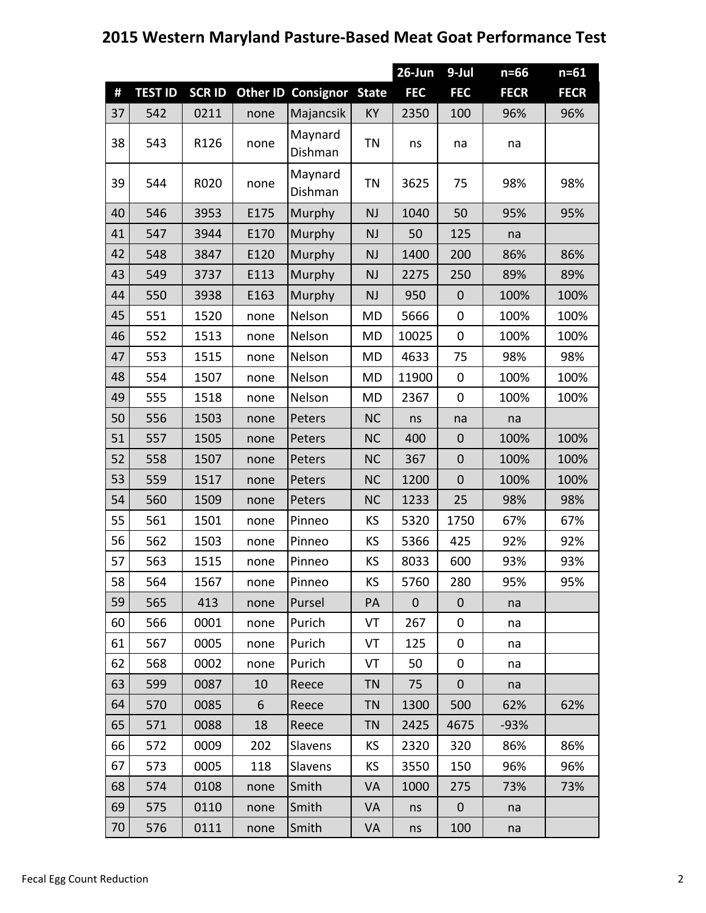# 2015 Western Maryland Pasture-Based Meat Goat Performance Test

| | | | | | | 26-Jun | 9-Jul | n=66 | n=61 |
|---|---|---|---|---|---|---|---|---|---|
| # | TEST ID | SCR ID | Other ID | Consignor | State | FEC | FEC | FECR | FECR |
| 37 | 542 | 0211 | none | Majancsik | KY | 2350 | 100 | 96% | 96% |
| 38 | 543 | R126 | none | Maynard Dishman | TN | ns | na | na | |
| 39 | 544 | R020 | none | Maynard Dishman | TN | 3625 | 75 | 98% | 98% |
| 40 | 546 | 3953 | E175 | Murphy | NJ | 1040 | 50 | 95% | 95% |
| 41 | 547 | 3944 | E170 | Murphy | NJ | 50 | 125 | na | |
| 42 | 548 | 3847 | E120 | Murphy | NJ | 1400 | 200 | 86% | 86% |
| 43 | 549 | 3737 | E113 | Murphy | NJ | 2275 | 250 | 89% | 89% |
| 44 | 550 | 3938 | E163 | Murphy | NJ | 950 | 0 | 100% | 100% |
| 45 | 551 | 1520 | none | Nelson | MD | 5666 | 0 | 100% | 100% |
| 46 | 552 | 1513 | none | Nelson | MD | 10025 | 0 | 100% | 100% |
| 47 | 553 | 1515 | none | Nelson | MD | 4633 | 75 | 98% | 98% |
| 48 | 554 | 1507 | none | Nelson | MD | 11900 | 0 | 100% | 100% |
| 49 | 555 | 1518 | none | Nelson | MD | 2367 | 0 | 100% | 100% |
| 50 | 556 | 1503 | none | Peters | NC | ns | na | na | |
| 51 | 557 | 1505 | none | Peters | NC | 400 | 0 | 100% | 100% |
| 52 | 558 | 1507 | none | Peters | NC | 367 | 0 | 100% | 100% |
| 53 | 559 | 1517 | none | Peters | NC | 1200 | 0 | 100% | 100% |
| 54 | 560 | 1509 | none | Peters | NC | 1233 | 25 | 98% | 98% |
| 55 | 561 | 1501 | none | Pinneo | KS | 5320 | 1750 | 67% | 67% |
| 56 | 562 | 1503 | none | Pinneo | KS | 5366 | 425 | 92% | 92% |
| 57 | 563 | 1515 | none | Pinneo | KS | 8033 | 600 | 93% | 93% |
| 58 | 564 | 1567 | none | Pinneo | KS | 5760 | 280 | 95% | 95% |
| 59 | 565 | 413 | none | Pursel | PA | 0 | 0 | na | |
| 60 | 566 | 0001 | none | Purich | VT | 267 | 0 | na | |
| 61 | 567 | 0005 | none | Purich | VT | 125 | 0 | na | |
| 62 | 568 | 0002 | none | Purich | VT | 50 | 0 | na | |
| 63 | 599 | 0087 | 10 | Reece | TN | 75 | 0 | na | |
| 64 | 570 | 0085 | 6 | Reece | TN | 1300 | 500 | 62% | 62% |
| 65 | 571 | 0088 | 18 | Reece | TN | 2425 | 4675 | -93% | |
| 66 | 572 | 0009 | 202 | Slavens | KS | 2320 | 320 | 86% | 86% |
| 67 | 573 | 0005 | 118 | Slavens | KS | 3550 | 150 | 96% | 96% |
| 68 | 574 | 0108 | none | Smith | VA | 1000 | 275 | 73% | 73% |
| 69 | 575 | 0110 | none | Smith | VA | ns | 0 | na | |
| 70 | 576 | 0111 | none | Smith | VA | ns | 100 | na | |

Fecal Egg Count Reduction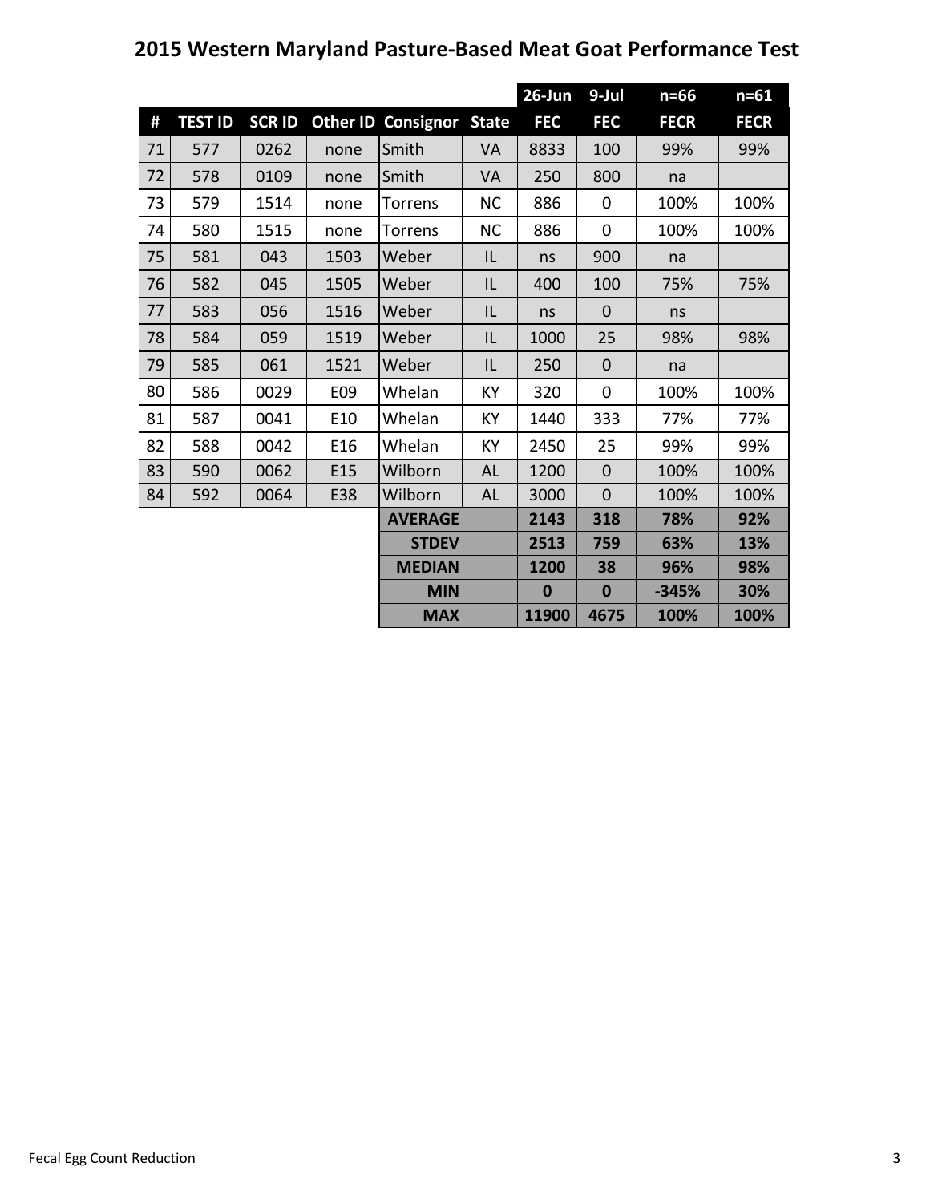# 2015 Western Maryland Pasture-Based Meat Goat Performance Test

| | | | | | | 26-Jun | 9-Jul | n=66 | n=61 |
|---|---|---|---|---|---|---|---|---|---|
| **#** | **TEST ID** | **SCR ID** | **Other ID** | **Consignor** | **State** | **FEC** | **FEC** | **FECR** | **FECR** |
| 71 | 577 | 0262 | none | Smith | VA | 8833 | 100 | 99% | 99% |
| 72 | 578 | 0109 | none | Smith | VA | 250 | 800 | na | |
| 73 | 579 | 1514 | none | Torrens | NC | 886 | 0 | 100% | 100% |
| 74 | 580 | 1515 | none | Torrens | NC | 886 | 0 | 100% | 100% |
| 75 | 581 | 043 | 1503 | Weber | IL | ns | 900 | na | |
| 76 | 582 | 045 | 1505 | Weber | IL | 400 | 100 | 75% | 75% |
| 77 | 583 | 056 | 1516 | Weber | IL | ns | 0 | ns | |
| 78 | 584 | 059 | 1519 | Weber | IL | 1000 | 25 | 98% | 98% |
| 79 | 585 | 061 | 1521 | Weber | IL | 250 | 0 | na | |
| 80 | 586 | 0029 | E09 | Whelan | KY | 320 | 0 | 100% | 100% |
| 81 | 587 | 0041 | E10 | Whelan | KY | 1440 | 333 | 77% | 77% |
| 82 | 588 | 0042 | E16 | Whelan | KY | 2450 | 25 | 99% | 99% |
| 83 | 590 | 0062 | E15 | Wilborn | AL | 1200 | 0 | 100% | 100% |
| 84 | 592 | 0064 | E38 | Wilborn | AL | 3000 | 0 | 100% | 100% |
| | | | | **AVERAGE** | | **2143** | **318** | **78%** | **92%** |
| | | | | **STDEV** | | **2513** | **759** | **63%** | **13%** |
| | | | | **MEDIAN** | | **1200** | **38** | **96%** | **98%** |
| | | | | **MIN** | | **0** | **0** | **-345%** | **30%** |
| | | | | **MAX** | | **11900** | **4675** | **100%** | **100%** |

Fecal Egg Count Reduction